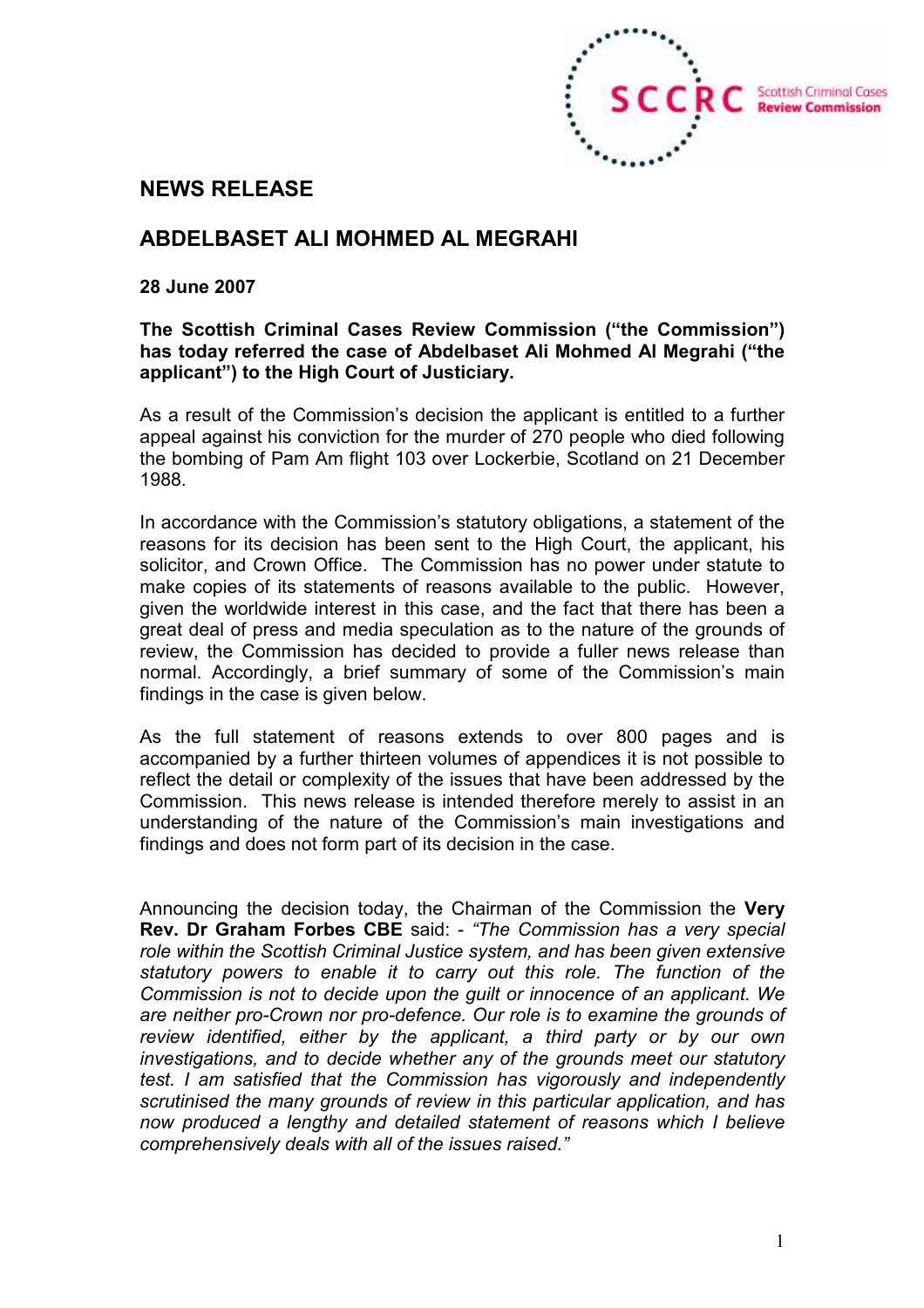SCCRC Scottish Criminal Cases Review Commission

## NEWS RELEASE

## ABDELBASET ALI MOHMED AL MEGRAHI

**28 June 2007**

**The Scottish Criminal Cases Review Commission ("the Commission") has today referred the case of Abdelbaset Ali Mohmed Al Megrahi ("the applicant") to the High Court of Justiciary.**

As a result of the Commission's decision the applicant is entitled to a further appeal against his conviction for the murder of 270 people who died following the bombing of Pam Am flight 103 over Lockerbie, Scotland on 21 December 1988.

In accordance with the Commission's statutory obligations, a statement of the reasons for its decision has been sent to the High Court, the applicant, his solicitor, and Crown Office. The Commission has no power under statute to make copies of its statements of reasons available to the public. However, given the worldwide interest in this case, and the fact that there has been a great deal of press and media speculation as to the nature of the grounds of review, the Commission has decided to provide a fuller news release than normal. Accordingly, a brief summary of some of the Commission's main findings in the case is given below.

As the full statement of reasons extends to over 800 pages and is accompanied by a further thirteen volumes of appendices it is not possible to reflect the detail or complexity of the issues that have been addressed by the Commission. This news release is intended therefore merely to assist in an understanding of the nature of the Commission's main investigations and findings and does not form part of its decision in the case.

Announcing the decision today, the Chairman of the Commission the **Very Rev. Dr Graham Forbes CBE** said: - *"The Commission has a very special role within the Scottish Criminal Justice system, and has been given extensive statutory powers to enable it to carry out this role. The function of the Commission is not to decide upon the guilt or innocence of an applicant. We are neither pro-Crown nor pro-defence. Our role is to examine the grounds of review identified, either by the applicant, a third party or by our own investigations, and to decide whether any of the grounds meet our statutory test. I am satisfied that the Commission has vigorously and independently scrutinised the many grounds of review in this particular application, and has now produced a lengthy and detailed statement of reasons which I believe comprehensively deals with all of the issues raised."*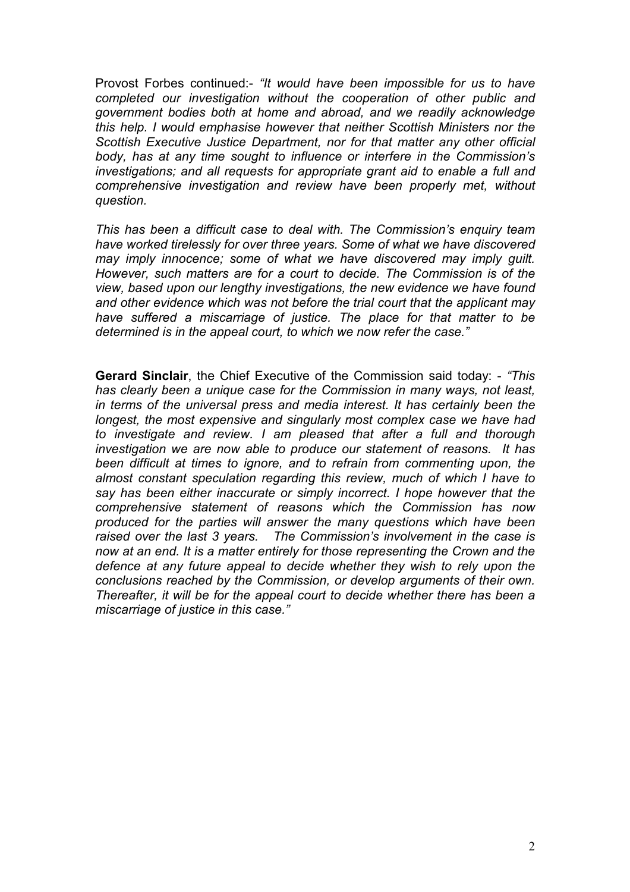Provost Forbes continued:- *"It would have been impossible for us to have completed our investigation without the cooperation of other public and government bodies both at home and abroad, and we readily acknowledge this help. I would emphasise however that neither Scottish Ministers nor the Scottish Executive Justice Department, nor for that matter any other official body, has at any time sought to influence or interfere in the Commission's investigations; and all requests for appropriate grant aid to enable a full and comprehensive investigation and review have been properly met, without question.*

*This has been a difficult case to deal with. The Commission's enquiry team have worked tirelessly for over three years. Some of what we have discovered may imply innocence; some of what we have discovered may imply guilt. However, such matters are for a court to decide. The Commission is of the view, based upon our lengthy investigations, the new evidence we have found and other evidence which was not before the trial court that the applicant may have suffered a miscarriage of justice. The place for that matter to be determined is in the appeal court, to which we now refer the case."*

**Gerard Sinclair**, the Chief Executive of the Commission said today: - *"This has clearly been a unique case for the Commission in many ways, not least, in terms of the universal press and media interest. It has certainly been the longest, the most expensive and singularly most complex case we have had to investigate and review. I am pleased that after a full and thorough investigation we are now able to produce our statement of reasons. It has been difficult at times to ignore, and to refrain from commenting upon, the almost constant speculation regarding this review, much of which I have to say has been either inaccurate or simply incorrect. I hope however that the comprehensive statement of reasons which the Commission has now produced for the parties will answer the many questions which have been raised over the last 3 years. The Commission's involvement in the case is now at an end. It is a matter entirely for those representing the Crown and the defence at any future appeal to decide whether they wish to rely upon the conclusions reached by the Commission, or develop arguments of their own. Thereafter, it will be for the appeal court to decide whether there has been a miscarriage of justice in this case."*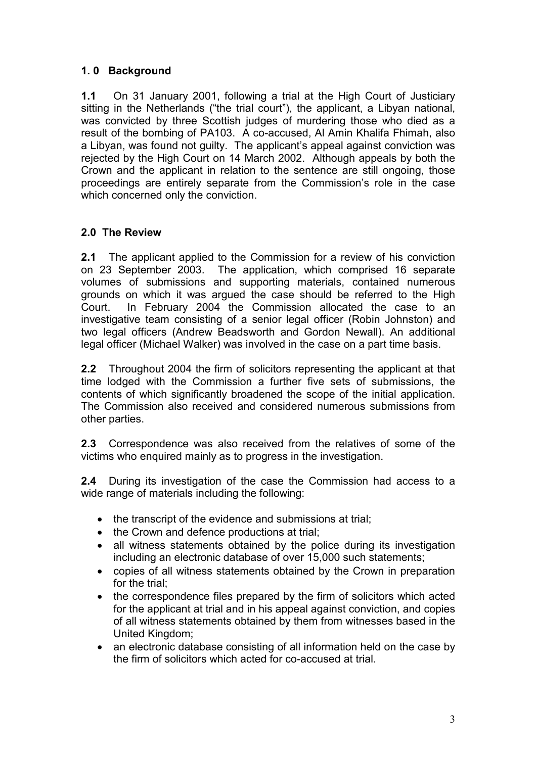## 1. 0 Background

**1.1** On 31 January 2001, following a trial at the High Court of Justiciary sitting in the Netherlands ("the trial court"), the applicant, a Libyan national, was convicted by three Scottish judges of murdering those who died as a result of the bombing of PA103. A co-accused, Al Amin Khalifa Fhimah, also a Libyan, was found not guilty. The applicant's appeal against conviction was rejected by the High Court on 14 March 2002. Although appeals by both the Crown and the applicant in relation to the sentence are still ongoing, those proceedings are entirely separate from the Commission's role in the case which concerned only the conviction.

## 2.0 The Review

**2.1** The applicant applied to the Commission for a review of his conviction on 23 September 2003. The application, which comprised 16 separate volumes of submissions and supporting materials, contained numerous grounds on which it was argued the case should be referred to the High Court. In February 2004 the Commission allocated the case to an investigative team consisting of a senior legal officer (Robin Johnston) and two legal officers (Andrew Beadsworth and Gordon Newall). An additional legal officer (Michael Walker) was involved in the case on a part time basis.

**2.2** Throughout 2004 the firm of solicitors representing the applicant at that time lodged with the Commission a further five sets of submissions, the contents of which significantly broadened the scope of the initial application. The Commission also received and considered numerous submissions from other parties.

**2.3** Correspondence was also received from the relatives of some of the victims who enquired mainly as to progress in the investigation.

**2.4** During its investigation of the case the Commission had access to a wide range of materials including the following:

- the transcript of the evidence and submissions at trial;
- the Crown and defence productions at trial;
- all witness statements obtained by the police during its investigation including an electronic database of over 15,000 such statements;
- copies of all witness statements obtained by the Crown in preparation for the trial;
- the correspondence files prepared by the firm of solicitors which acted for the applicant at trial and in his appeal against conviction, and copies of all witness statements obtained by them from witnesses based in the United Kingdom;
- an electronic database consisting of all information held on the case by the firm of solicitors which acted for co-accused at trial.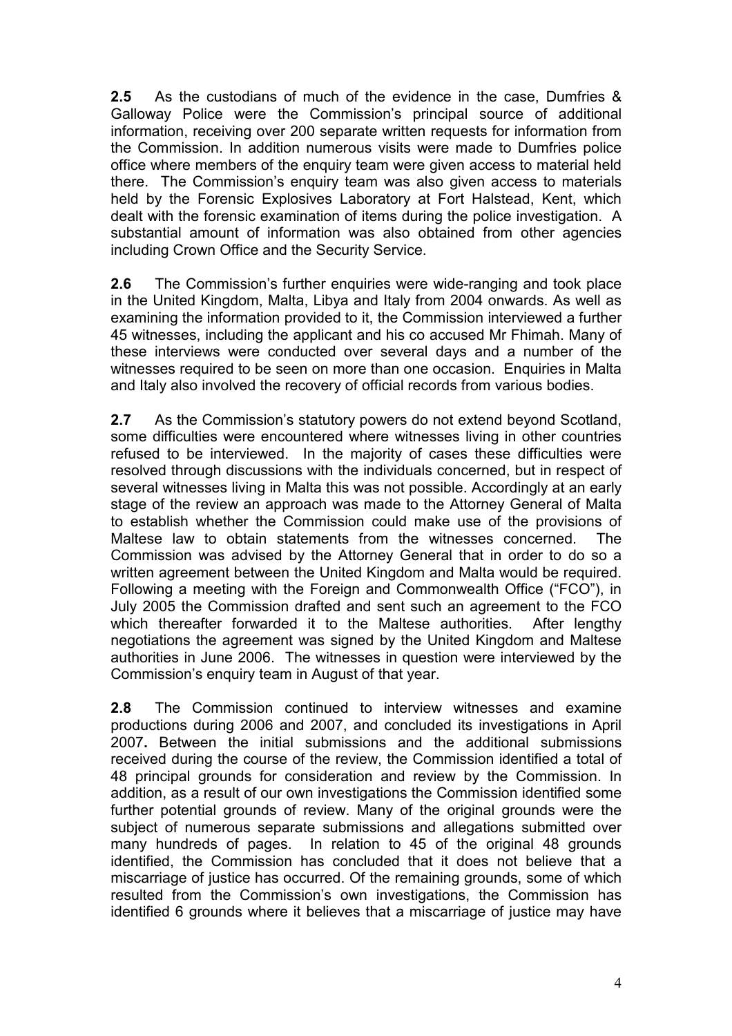**2.5** As the custodians of much of the evidence in the case, Dumfries & Galloway Police were the Commission's principal source of additional information, receiving over 200 separate written requests for information from the Commission. In addition numerous visits were made to Dumfries police office where members of the enquiry team were given access to material held there. The Commission's enquiry team was also given access to materials held by the Forensic Explosives Laboratory at Fort Halstead, Kent, which dealt with the forensic examination of items during the police investigation. A substantial amount of information was also obtained from other agencies including Crown Office and the Security Service.

**2.6** The Commission's further enquiries were wide-ranging and took place in the United Kingdom, Malta, Libya and Italy from 2004 onwards. As well as examining the information provided to it, the Commission interviewed a further 45 witnesses, including the applicant and his co accused Mr Fhimah. Many of these interviews were conducted over several days and a number of the witnesses required to be seen on more than one occasion. Enquiries in Malta and Italy also involved the recovery of official records from various bodies.

**2.7** As the Commission's statutory powers do not extend beyond Scotland, some difficulties were encountered where witnesses living in other countries refused to be interviewed. In the majority of cases these difficulties were resolved through discussions with the individuals concerned, but in respect of several witnesses living in Malta this was not possible. Accordingly at an early stage of the review an approach was made to the Attorney General of Malta to establish whether the Commission could make use of the provisions of Maltese law to obtain statements from the witnesses concerned. The Commission was advised by the Attorney General that in order to do so a written agreement between the United Kingdom and Malta would be required. Following a meeting with the Foreign and Commonwealth Office ("FCO"), in July 2005 the Commission drafted and sent such an agreement to the FCO which thereafter forwarded it to the Maltese authorities. After lengthy negotiations the agreement was signed by the United Kingdom and Maltese authorities in June 2006. The witnesses in question were interviewed by the Commission's enquiry team in August of that year.

**2.8** The Commission continued to interview witnesses and examine productions during 2006 and 2007, and concluded its investigations in April 2007**.** Between the initial submissions and the additional submissions received during the course of the review, the Commission identified a total of 48 principal grounds for consideration and review by the Commission. In addition, as a result of our own investigations the Commission identified some further potential grounds of review. Many of the original grounds were the subject of numerous separate submissions and allegations submitted over many hundreds of pages. In relation to 45 of the original 48 grounds identified, the Commission has concluded that it does not believe that a miscarriage of justice has occurred. Of the remaining grounds, some of which resulted from the Commission's own investigations, the Commission has identified 6 grounds where it believes that a miscarriage of justice may have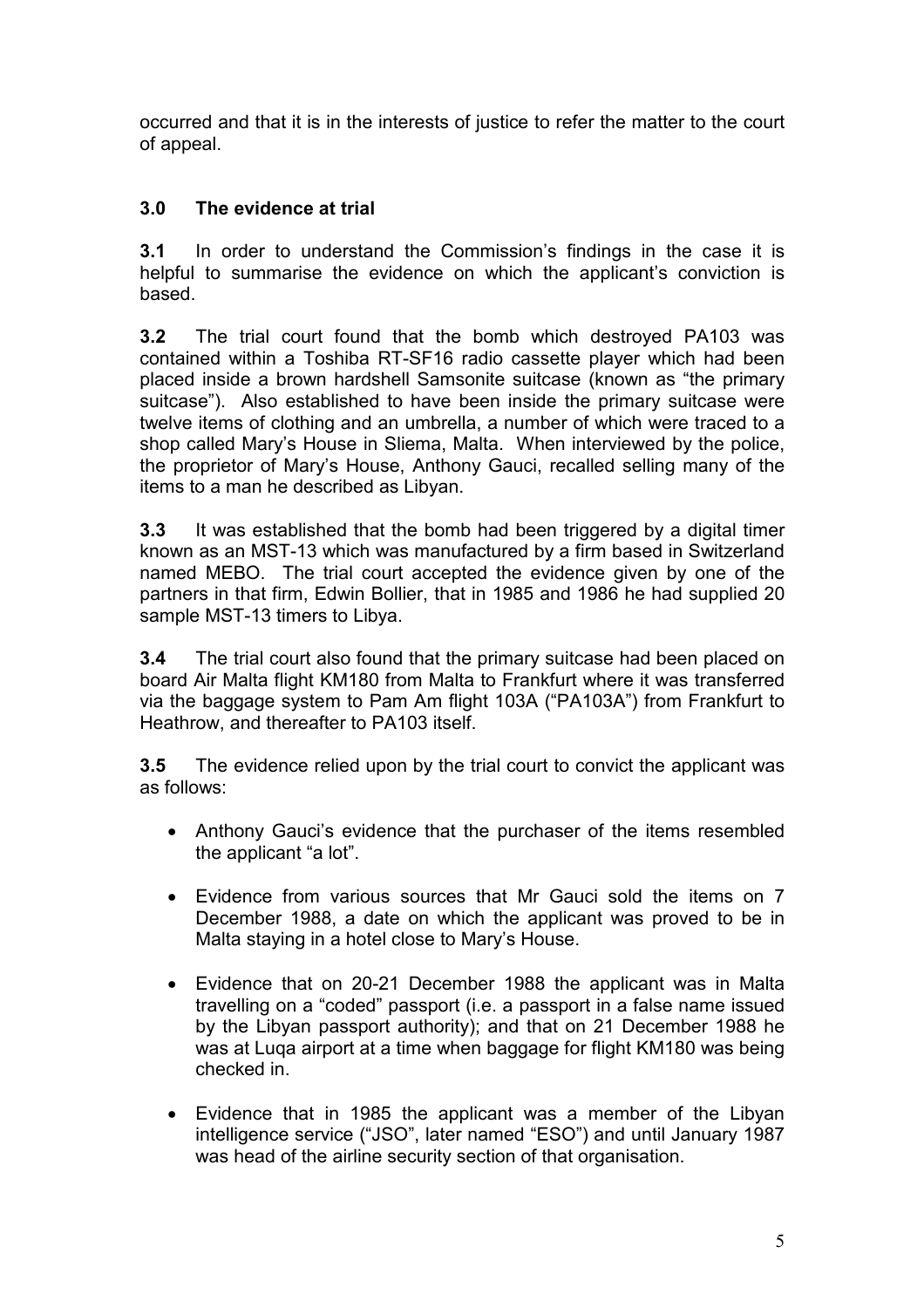occurred and that it is in the interests of justice to refer the matter to the court of appeal.

## 3.0 The evidence at trial

**3.1** In order to understand the Commission's findings in the case it is helpful to summarise the evidence on which the applicant's conviction is based.

**3.2** The trial court found that the bomb which destroyed PA103 was contained within a Toshiba RT-SF16 radio cassette player which had been placed inside a brown hardshell Samsonite suitcase (known as "the primary suitcase"). Also established to have been inside the primary suitcase were twelve items of clothing and an umbrella, a number of which were traced to a shop called Mary's House in Sliema, Malta. When interviewed by the police, the proprietor of Mary's House, Anthony Gauci, recalled selling many of the items to a man he described as Libyan.

**3.3** It was established that the bomb had been triggered by a digital timer known as an MST-13 which was manufactured by a firm based in Switzerland named MEBO. The trial court accepted the evidence given by one of the partners in that firm, Edwin Bollier, that in 1985 and 1986 he had supplied 20 sample MST-13 timers to Libya.

**3.4** The trial court also found that the primary suitcase had been placed on board Air Malta flight KM180 from Malta to Frankfurt where it was transferred via the baggage system to Pam Am flight 103A ("PA103A") from Frankfurt to Heathrow, and thereafter to PA103 itself.

**3.5** The evidence relied upon by the trial court to convict the applicant was as follows:

- Anthony Gauci's evidence that the purchaser of the items resembled the applicant "a lot".
- Evidence from various sources that Mr Gauci sold the items on 7 December 1988, a date on which the applicant was proved to be in Malta staying in a hotel close to Mary's House.
- Evidence that on 20-21 December 1988 the applicant was in Malta travelling on a "coded" passport (i.e. a passport in a false name issued by the Libyan passport authority); and that on 21 December 1988 he was at Luqa airport at a time when baggage for flight KM180 was being checked in.
- Evidence that in 1985 the applicant was a member of the Libyan intelligence service ("JSO", later named "ESO") and until January 1987 was head of the airline security section of that organisation.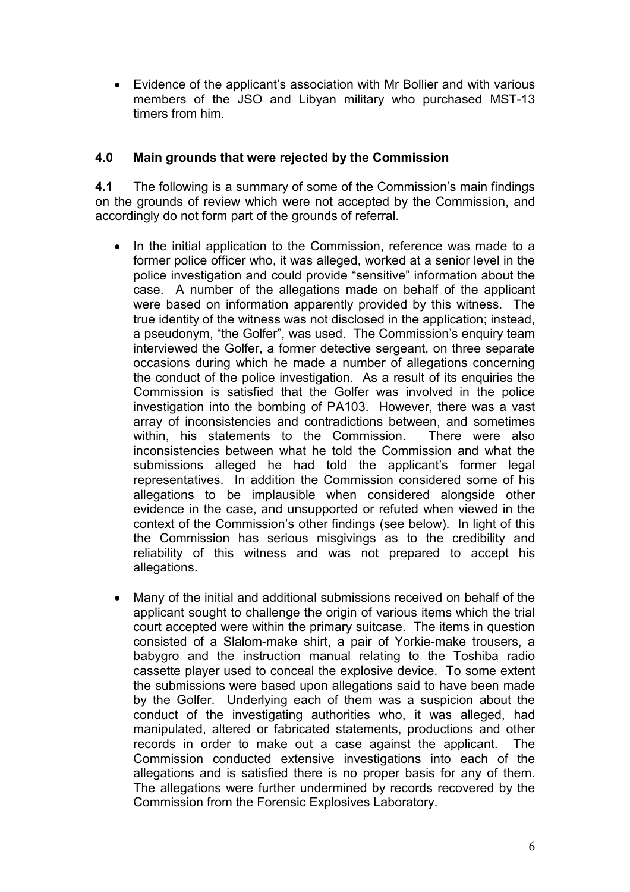- Evidence of the applicant's association with Mr Bollier and with various members of the JSO and Libyan military who purchased MST-13 timers from him.

## 4.0 Main grounds that were rejected by the Commission

**4.1** The following is a summary of some of the Commission's main findings on the grounds of review which were not accepted by the Commission, and accordingly do not form part of the grounds of referral.

- In the initial application to the Commission, reference was made to a former police officer who, it was alleged, worked at a senior level in the police investigation and could provide "sensitive" information about the case. A number of the allegations made on behalf of the applicant were based on information apparently provided by this witness. The true identity of the witness was not disclosed in the application; instead, a pseudonym, "the Golfer", was used. The Commission's enquiry team interviewed the Golfer, a former detective sergeant, on three separate occasions during which he made a number of allegations concerning the conduct of the police investigation. As a result of its enquiries the Commission is satisfied that the Golfer was involved in the police investigation into the bombing of PA103. However, there was a vast array of inconsistencies and contradictions between, and sometimes within, his statements to the Commission. There were also inconsistencies between what he told the Commission and what the submissions alleged he had told the applicant's former legal representatives. In addition the Commission considered some of his allegations to be implausible when considered alongside other evidence in the case, and unsupported or refuted when viewed in the context of the Commission's other findings (see below). In light of this the Commission has serious misgivings as to the credibility and reliability of this witness and was not prepared to accept his allegations.

- Many of the initial and additional submissions received on behalf of the applicant sought to challenge the origin of various items which the trial court accepted were within the primary suitcase. The items in question consisted of a Slalom-make shirt, a pair of Yorkie-make trousers, a babygro and the instruction manual relating to the Toshiba radio cassette player used to conceal the explosive device. To some extent the submissions were based upon allegations said to have been made by the Golfer. Underlying each of them was a suspicion about the conduct of the investigating authorities who, it was alleged, had manipulated, altered or fabricated statements, productions and other records in order to make out a case against the applicant. The Commission conducted extensive investigations into each of the allegations and is satisfied there is no proper basis for any of them. The allegations were further undermined by records recovered by the Commission from the Forensic Explosives Laboratory.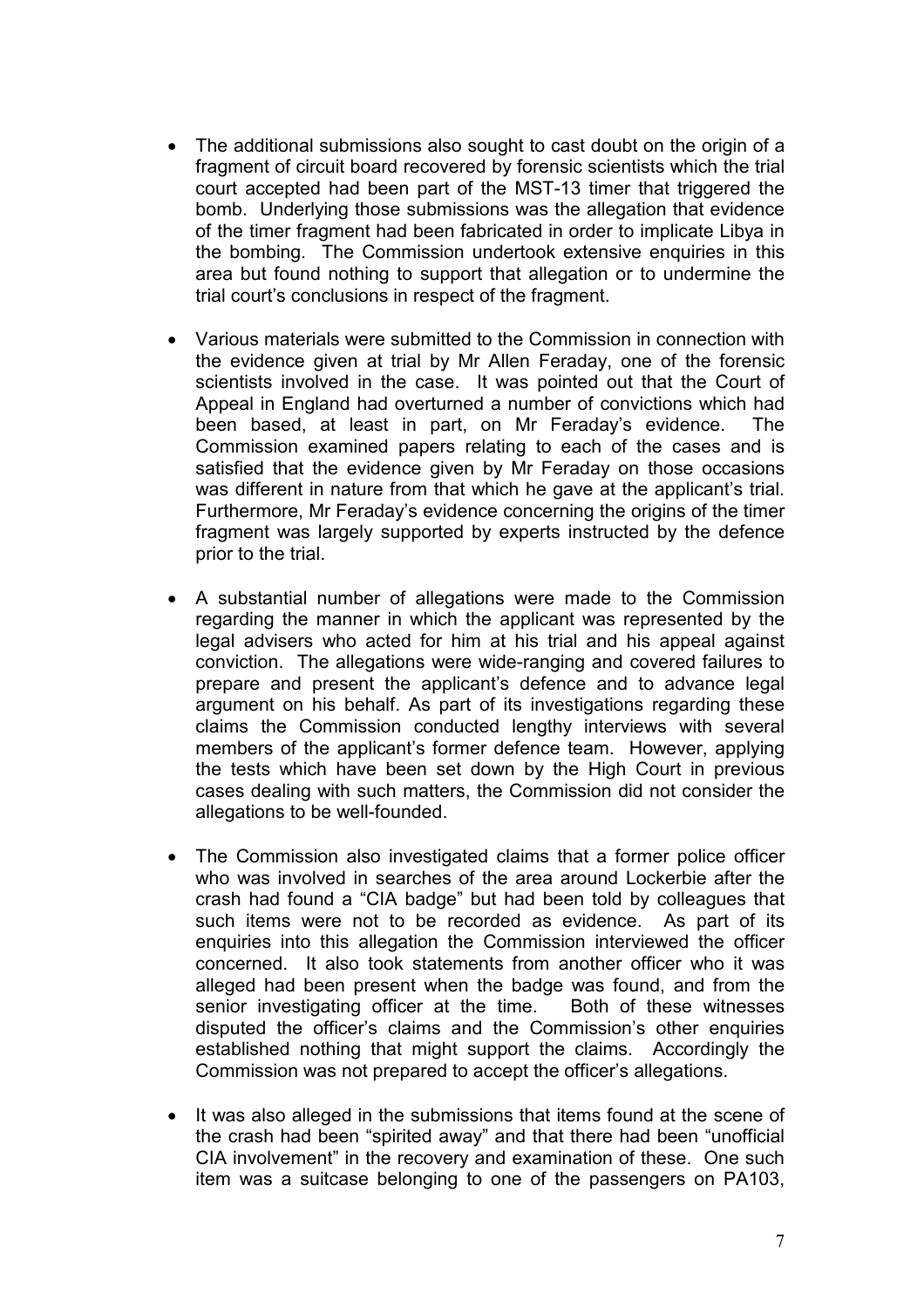- The additional submissions also sought to cast doubt on the origin of a fragment of circuit board recovered by forensic scientists which the trial court accepted had been part of the MST-13 timer that triggered the bomb. Underlying those submissions was the allegation that evidence of the timer fragment had been fabricated in order to implicate Libya in the bombing. The Commission undertook extensive enquiries in this area but found nothing to support that allegation or to undermine the trial court's conclusions in respect of the fragment.

- Various materials were submitted to the Commission in connection with the evidence given at trial by Mr Allen Feraday, one of the forensic scientists involved in the case. It was pointed out that the Court of Appeal in England had overturned a number of convictions which had been based, at least in part, on Mr Feraday's evidence. The Commission examined papers relating to each of the cases and is satisfied that the evidence given by Mr Feraday on those occasions was different in nature from that which he gave at the applicant's trial. Furthermore, Mr Feraday's evidence concerning the origins of the timer fragment was largely supported by experts instructed by the defence prior to the trial.

- A substantial number of allegations were made to the Commission regarding the manner in which the applicant was represented by the legal advisers who acted for him at his trial and his appeal against conviction. The allegations were wide-ranging and covered failures to prepare and present the applicant's defence and to advance legal argument on his behalf. As part of its investigations regarding these claims the Commission conducted lengthy interviews with several members of the applicant's former defence team. However, applying the tests which have been set down by the High Court in previous cases dealing with such matters, the Commission did not consider the allegations to be well-founded.

- The Commission also investigated claims that a former police officer who was involved in searches of the area around Lockerbie after the crash had found a "CIA badge" but had been told by colleagues that such items were not to be recorded as evidence. As part of its enquiries into this allegation the Commission interviewed the officer concerned. It also took statements from another officer who it was alleged had been present when the badge was found, and from the senior investigating officer at the time. Both of these witnesses disputed the officer's claims and the Commission's other enquiries established nothing that might support the claims. Accordingly the Commission was not prepared to accept the officer's allegations.

- It was also alleged in the submissions that items found at the scene of the crash had been "spirited away" and that there had been "unofficial CIA involvement" in the recovery and examination of these. One such item was a suitcase belonging to one of the passengers on PA103,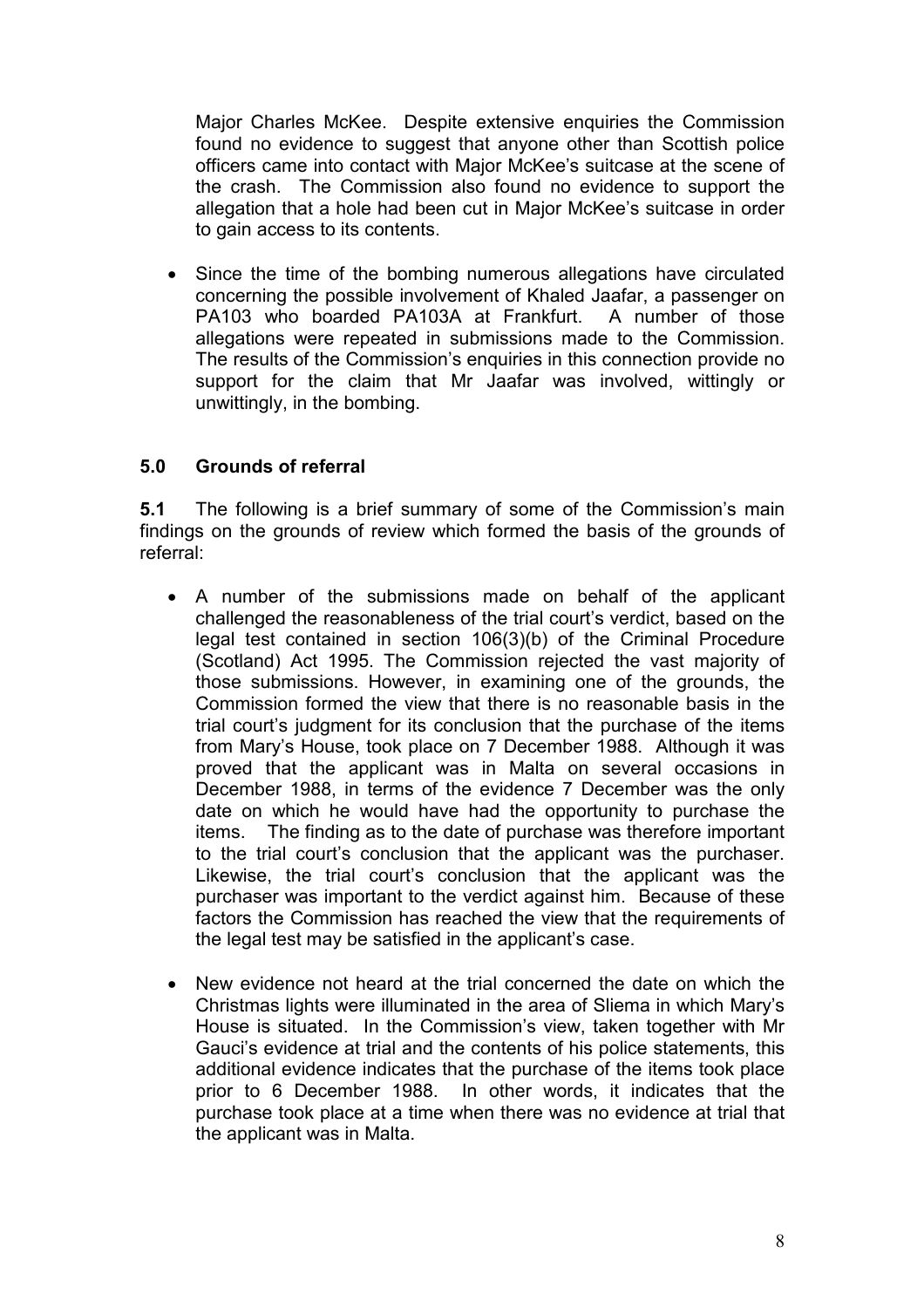Major Charles McKee. Despite extensive enquiries the Commission found no evidence to suggest that anyone other than Scottish police officers came into contact with Major McKee's suitcase at the scene of the crash. The Commission also found no evidence to support the allegation that a hole had been cut in Major McKee's suitcase in order to gain access to its contents.

- Since the time of the bombing numerous allegations have circulated concerning the possible involvement of Khaled Jaafar, a passenger on PA103 who boarded PA103A at Frankfurt. A number of those allegations were repeated in submissions made to the Commission. The results of the Commission's enquiries in this connection provide no support for the claim that Mr Jaafar was involved, wittingly or unwittingly, in the bombing.

## 5.0 Grounds of referral

**5.1** The following is a brief summary of some of the Commission's main findings on the grounds of review which formed the basis of the grounds of referral:

- A number of the submissions made on behalf of the applicant challenged the reasonableness of the trial court's verdict, based on the legal test contained in section 106(3)(b) of the Criminal Procedure (Scotland) Act 1995. The Commission rejected the vast majority of those submissions. However, in examining one of the grounds, the Commission formed the view that there is no reasonable basis in the trial court's judgment for its conclusion that the purchase of the items from Mary's House, took place on 7 December 1988. Although it was proved that the applicant was in Malta on several occasions in December 1988, in terms of the evidence 7 December was the only date on which he would have had the opportunity to purchase the items. The finding as to the date of purchase was therefore important to the trial court's conclusion that the applicant was the purchaser. Likewise, the trial court's conclusion that the applicant was the purchaser was important to the verdict against him. Because of these factors the Commission has reached the view that the requirements of the legal test may be satisfied in the applicant's case.

- New evidence not heard at the trial concerned the date on which the Christmas lights were illuminated in the area of Sliema in which Mary's House is situated. In the Commission's view, taken together with Mr Gauci's evidence at trial and the contents of his police statements, this additional evidence indicates that the purchase of the items took place prior to 6 December 1988. In other words, it indicates that the purchase took place at a time when there was no evidence at trial that the applicant was in Malta.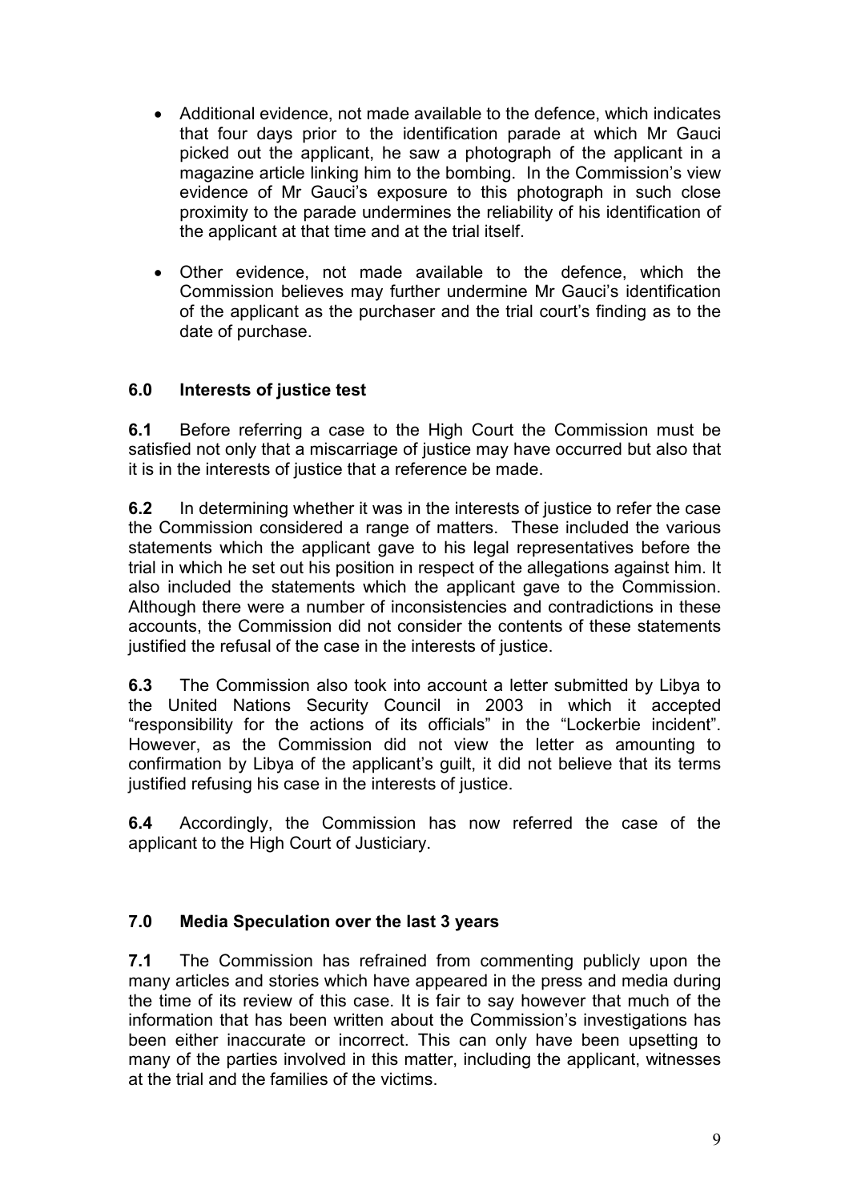- Additional evidence, not made available to the defence, which indicates that four days prior to the identification parade at which Mr Gauci picked out the applicant, he saw a photograph of the applicant in a magazine article linking him to the bombing. In the Commission's view evidence of Mr Gauci's exposure to this photograph in such close proximity to the parade undermines the reliability of his identification of the applicant at that time and at the trial itself.

- Other evidence, not made available to the defence, which the Commission believes may further undermine Mr Gauci's identification of the applicant as the purchaser and the trial court's finding as to the date of purchase.

## 6.0 Interests of justice test

**6.1** Before referring a case to the High Court the Commission must be satisfied not only that a miscarriage of justice may have occurred but also that it is in the interests of justice that a reference be made.

**6.2** In determining whether it was in the interests of justice to refer the case the Commission considered a range of matters. These included the various statements which the applicant gave to his legal representatives before the trial in which he set out his position in respect of the allegations against him. It also included the statements which the applicant gave to the Commission. Although there were a number of inconsistencies and contradictions in these accounts, the Commission did not consider the contents of these statements justified the refusal of the case in the interests of justice.

**6.3** The Commission also took into account a letter submitted by Libya to the United Nations Security Council in 2003 in which it accepted "responsibility for the actions of its officials" in the "Lockerbie incident". However, as the Commission did not view the letter as amounting to confirmation by Libya of the applicant's guilt, it did not believe that its terms justified refusing his case in the interests of justice.

**6.4** Accordingly, the Commission has now referred the case of the applicant to the High Court of Justiciary.

## 7.0 Media Speculation over the last 3 years

**7.1** The Commission has refrained from commenting publicly upon the many articles and stories which have appeared in the press and media during the time of its review of this case. It is fair to say however that much of the information that has been written about the Commission's investigations has been either inaccurate or incorrect. This can only have been upsetting to many of the parties involved in this matter, including the applicant, witnesses at the trial and the families of the victims.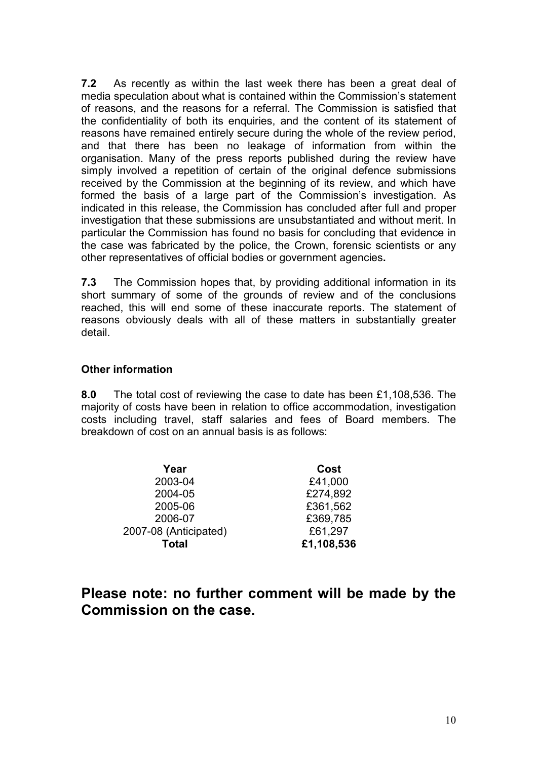**7.2** As recently as within the last week there has been a great deal of media speculation about what is contained within the Commission's statement of reasons, and the reasons for a referral. The Commission is satisfied that the confidentiality of both its enquiries, and the content of its statement of reasons have remained entirely secure during the whole of the review period, and that there has been no leakage of information from within the organisation. Many of the press reports published during the review have simply involved a repetition of certain of the original defence submissions received by the Commission at the beginning of its review, and which have formed the basis of a large part of the Commission's investigation. As indicated in this release, the Commission has concluded after full and proper investigation that these submissions are unsubstantiated and without merit. In particular the Commission has found no basis for concluding that evidence in the case was fabricated by the police, the Crown, forensic scientists or any other representatives of official bodies or government agencies**.**

**7.3** The Commission hopes that, by providing additional information in its short summary of some of the grounds of review and of the conclusions reached, this will end some of these inaccurate reports. The statement of reasons obviously deals with all of these matters in substantially greater detail.

### Other information

**8.0** The total cost of reviewing the case to date has been £1,108,536. The majority of costs have been in relation to office accommodation, investigation costs including travel, staff salaries and fees of Board members. The breakdown of cost on an annual basis is as follows:

| Year | Cost |
|---|---|
| 2003-04 | £41,000 |
| 2004-05 | £274,892 |
| 2005-06 | £361,562 |
| 2006-07 | £369,785 |
| 2007-08 (Anticipated) | £61,297 |
| **Total** | **£1,108,536** |

## Please note: no further comment will be made by the Commission on the case.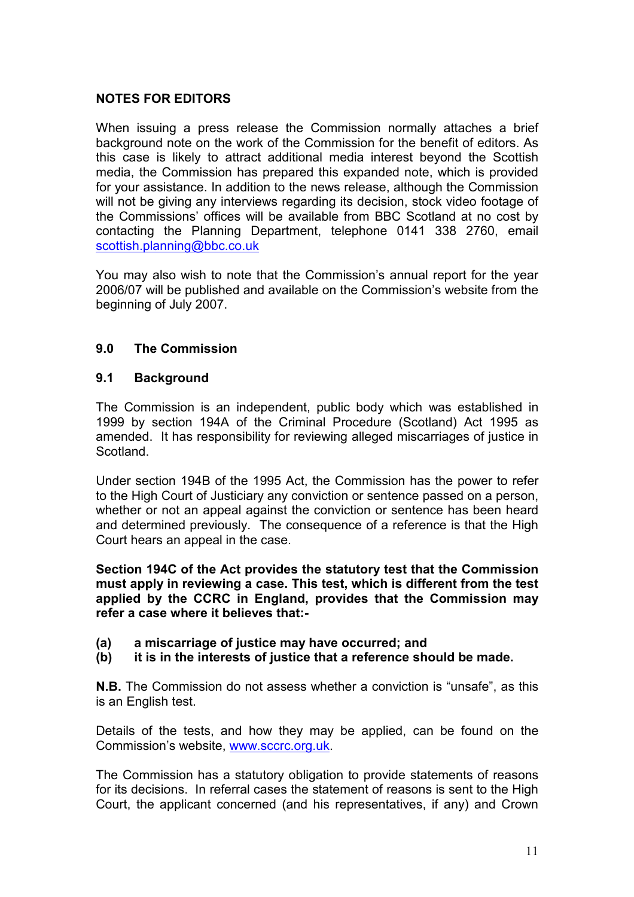**NOTES FOR EDITORS**

When issuing a press release the Commission normally attaches a brief background note on the work of the Commission for the benefit of editors. As this case is likely to attract additional media interest beyond the Scottish media, the Commission has prepared this expanded note, which is provided for your assistance. In addition to the news release, although the Commission will not be giving any interviews regarding its decision, stock video footage of the Commissions' offices will be available from BBC Scotland at no cost by contacting the Planning Department, telephone 0141 338 2760, email scottish.planning@bbc.co.uk

You may also wish to note that the Commission's annual report for the year 2006/07 will be published and available on the Commission's website from the beginning of July 2007.

## 9.0 The Commission

### 9.1 Background

The Commission is an independent, public body which was established in 1999 by section 194A of the Criminal Procedure (Scotland) Act 1995 as amended. It has responsibility for reviewing alleged miscarriages of justice in Scotland.

Under section 194B of the 1995 Act, the Commission has the power to refer to the High Court of Justiciary any conviction or sentence passed on a person, whether or not an appeal against the conviction or sentence has been heard and determined previously. The consequence of a reference is that the High Court hears an appeal in the case.

**Section 194C of the Act provides the statutory test that the Commission must apply in reviewing a case. This test, which is different from the test applied by the CCRC in England, provides that the Commission may refer a case where it believes that:-**

**(a) a miscarriage of justice may have occurred; and**
**(b) it is in the interests of justice that a reference should be made.**

**N.B.** The Commission do not assess whether a conviction is "unsafe", as this is an English test.

Details of the tests, and how they may be applied, can be found on the Commission's website, www.sccrc.org.uk.

The Commission has a statutory obligation to provide statements of reasons for its decisions. In referral cases the statement of reasons is sent to the High Court, the applicant concerned (and his representatives, if any) and Crown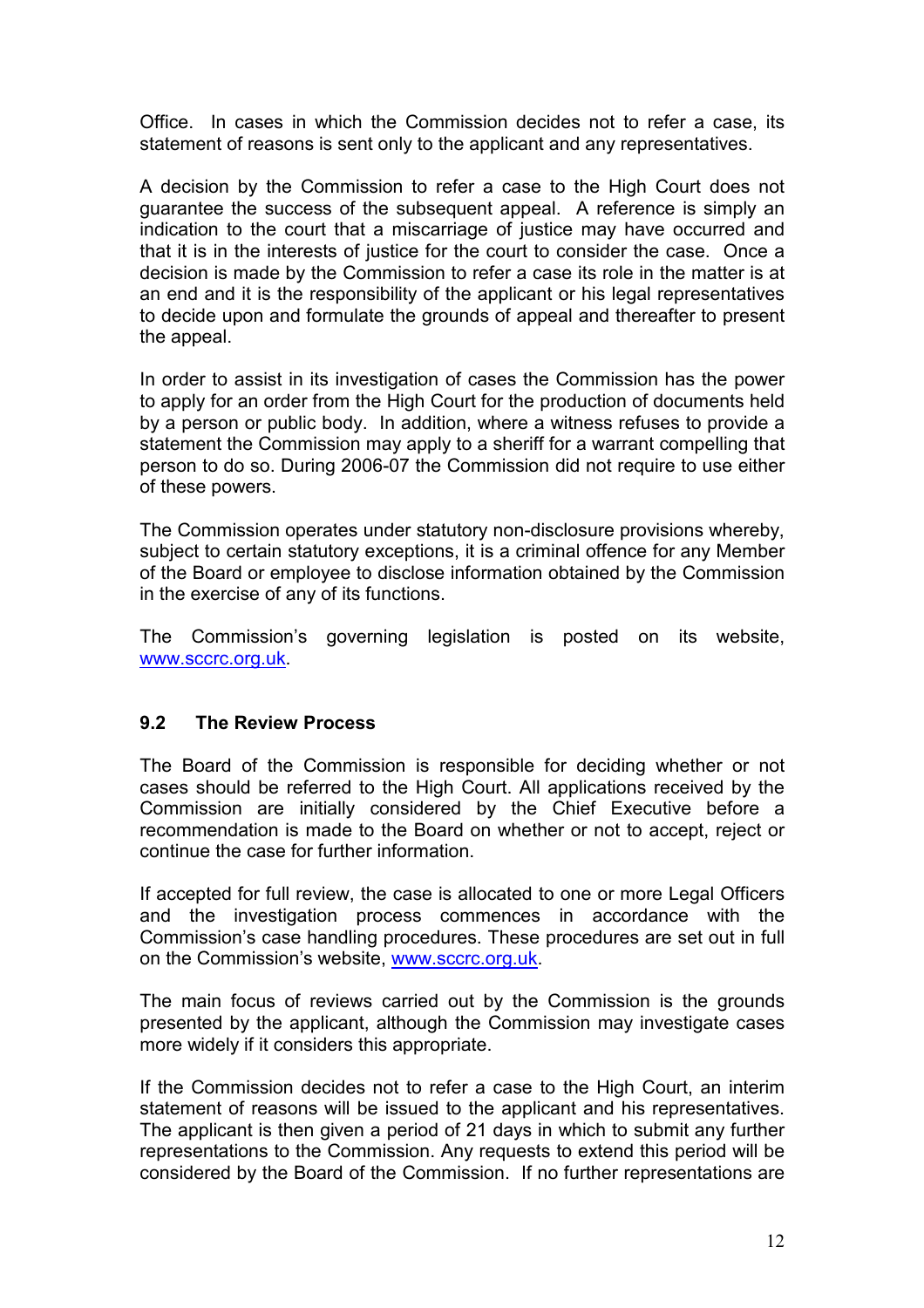Office. In cases in which the Commission decides not to refer a case, its statement of reasons is sent only to the applicant and any representatives.

A decision by the Commission to refer a case to the High Court does not guarantee the success of the subsequent appeal. A reference is simply an indication to the court that a miscarriage of justice may have occurred and that it is in the interests of justice for the court to consider the case. Once a decision is made by the Commission to refer a case its role in the matter is at an end and it is the responsibility of the applicant or his legal representatives to decide upon and formulate the grounds of appeal and thereafter to present the appeal.

In order to assist in its investigation of cases the Commission has the power to apply for an order from the High Court for the production of documents held by a person or public body. In addition, where a witness refuses to provide a statement the Commission may apply to a sheriff for a warrant compelling that person to do so. During 2006-07 the Commission did not require to use either of these powers.

The Commission operates under statutory non-disclosure provisions whereby, subject to certain statutory exceptions, it is a criminal offence for any Member of the Board or employee to disclose information obtained by the Commission in the exercise of any of its functions.

The Commission's governing legislation is posted on its website, www.sccrc.org.uk.

## 9.2 The Review Process

The Board of the Commission is responsible for deciding whether or not cases should be referred to the High Court. All applications received by the Commission are initially considered by the Chief Executive before a recommendation is made to the Board on whether or not to accept, reject or continue the case for further information.

If accepted for full review, the case is allocated to one or more Legal Officers and the investigation process commences in accordance with the Commission's case handling procedures. These procedures are set out in full on the Commission's website, www.sccrc.org.uk.

The main focus of reviews carried out by the Commission is the grounds presented by the applicant, although the Commission may investigate cases more widely if it considers this appropriate.

If the Commission decides not to refer a case to the High Court, an interim statement of reasons will be issued to the applicant and his representatives. The applicant is then given a period of 21 days in which to submit any further representations to the Commission. Any requests to extend this period will be considered by the Board of the Commission. If no further representations are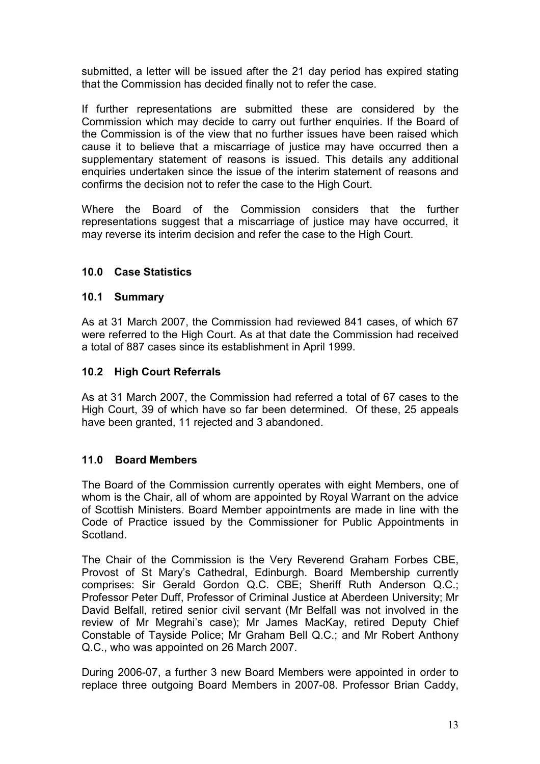submitted, a letter will be issued after the 21 day period has expired stating that the Commission has decided finally not to refer the case.

If further representations are submitted these are considered by the Commission which may decide to carry out further enquiries. If the Board of the Commission is of the view that no further issues have been raised which cause it to believe that a miscarriage of justice may have occurred then a supplementary statement of reasons is issued. This details any additional enquiries undertaken since the issue of the interim statement of reasons and confirms the decision not to refer the case to the High Court.

Where the Board of the Commission considers that the further representations suggest that a miscarriage of justice may have occurred, it may reverse its interim decision and refer the case to the High Court.

## 10.0 Case Statistics

### 10.1 Summary

As at 31 March 2007, the Commission had reviewed 841 cases, of which 67 were referred to the High Court. As at that date the Commission had received a total of 887 cases since its establishment in April 1999.

### 10.2 High Court Referrals

As at 31 March 2007, the Commission had referred a total of 67 cases to the High Court, 39 of which have so far been determined. Of these, 25 appeals have been granted, 11 rejected and 3 abandoned.

## 11.0 Board Members

The Board of the Commission currently operates with eight Members, one of whom is the Chair, all of whom are appointed by Royal Warrant on the advice of Scottish Ministers. Board Member appointments are made in line with the Code of Practice issued by the Commissioner for Public Appointments in Scotland.

The Chair of the Commission is the Very Reverend Graham Forbes CBE, Provost of St Mary's Cathedral, Edinburgh. Board Membership currently comprises: Sir Gerald Gordon Q.C. CBE; Sheriff Ruth Anderson Q.C.; Professor Peter Duff, Professor of Criminal Justice at Aberdeen University; Mr David Belfall, retired senior civil servant (Mr Belfall was not involved in the review of Mr Megrahi's case); Mr James MacKay, retired Deputy Chief Constable of Tayside Police; Mr Graham Bell Q.C.; and Mr Robert Anthony Q.C., who was appointed on 26 March 2007.

During 2006-07, a further 3 new Board Members were appointed in order to replace three outgoing Board Members in 2007-08. Professor Brian Caddy,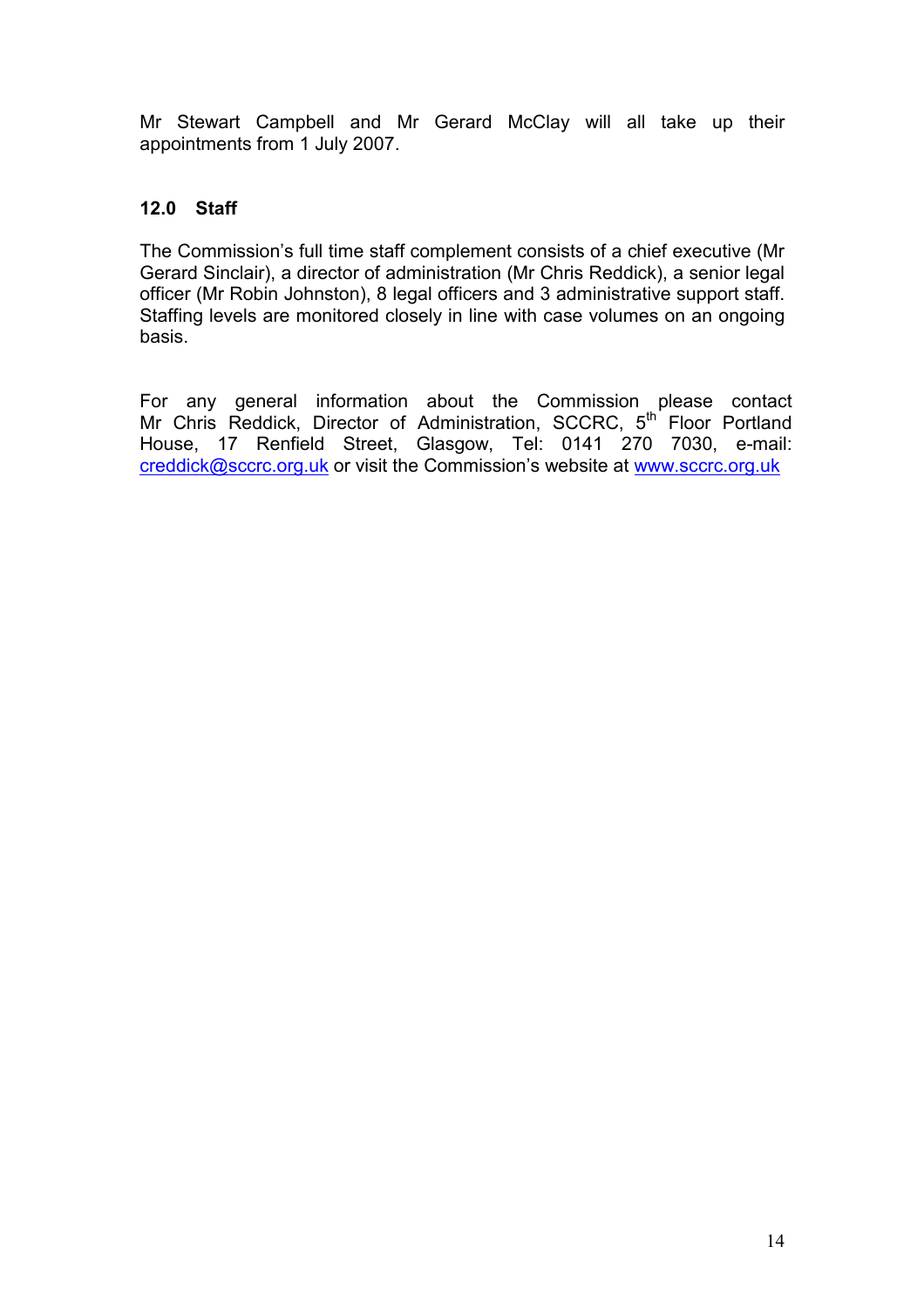Mr Stewart Campbell and Mr Gerard McClay will all take up their appointments from 1 July 2007.

## 12.0 Staff

The Commission's full time staff complement consists of a chief executive (Mr Gerard Sinclair), a director of administration (Mr Chris Reddick), a senior legal officer (Mr Robin Johnston), 8 legal officers and 3 administrative support staff. Staffing levels are monitored closely in line with case volumes on an ongoing basis.

For any general information about the Commission please contact Mr Chris Reddick, Director of Administration, SCCRC, 5th Floor Portland House, 17 Renfield Street, Glasgow, Tel: 0141 270 7030, e-mail: creddick@sccrc.org.uk or visit the Commission's website at www.sccrc.org.uk